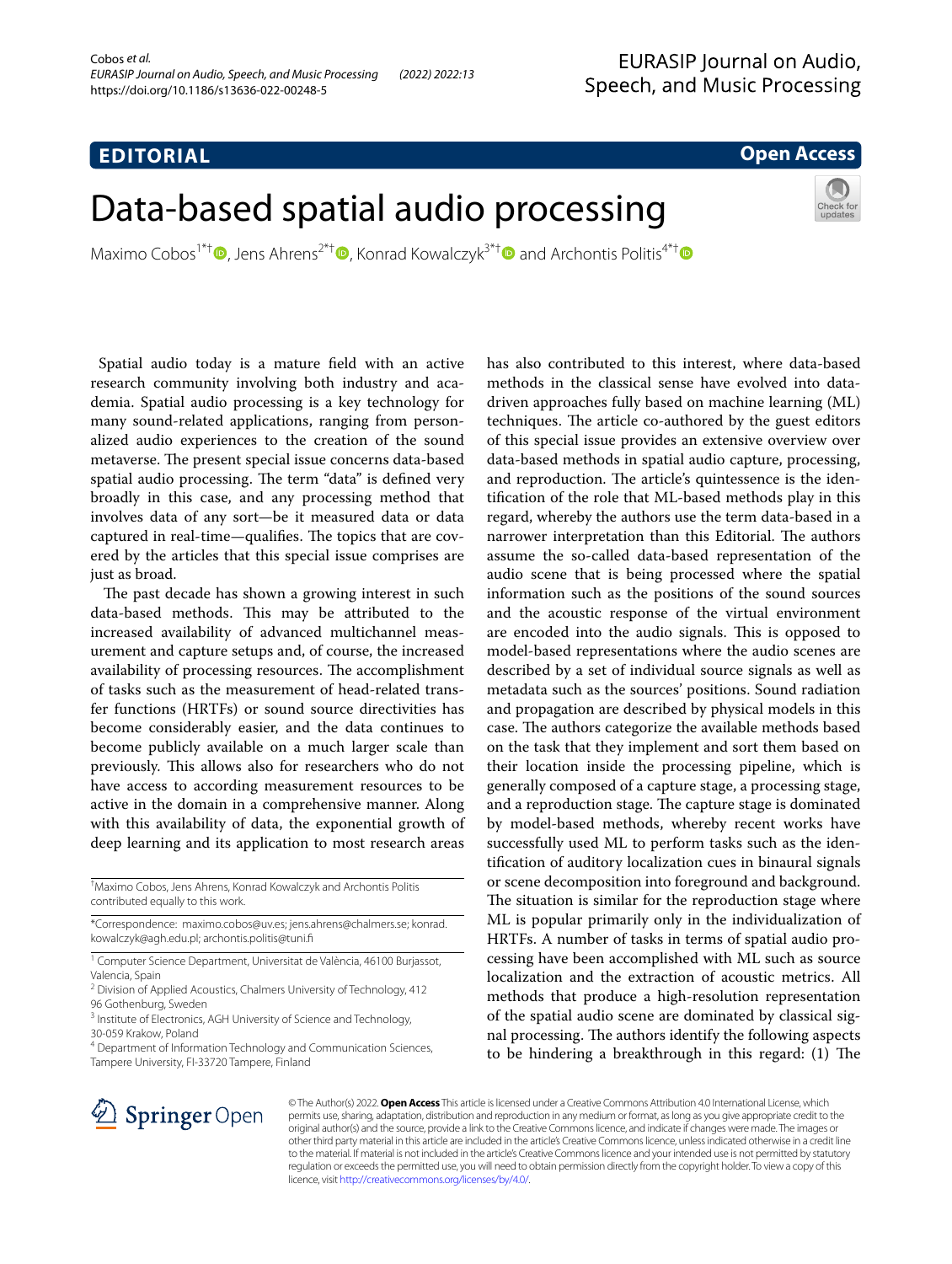**EDITORIAL**

**Open Access**

# Data-based spatial audio processing

Maximo Cobos[1*†], Jens Ahrens[2*†], Konrad Kowalczyk[3*†] and Archontis Politis[4*†]

Spatial audio today is a mature field with an active research community involving both industry and academia. Spatial audio processing is a key technology for many sound-related applications, ranging from personalized audio experiences to the creation of the sound metaverse. The present special issue concerns data-based spatial audio processing. The term "data" is defined very broadly in this case, and any processing method that involves data of any sort—be it measured data or data captured in real-time—qualifies. The topics that are covered by the articles that this special issue comprises are just as broad.

The past decade has shown a growing interest in such data-based methods. This may be attributed to the increased availability of advanced multichannel measurement and capture setups and, of course, the increased availability of processing resources. The accomplishment of tasks such as the measurement of head-related transfer functions (HRTFs) or sound source directivities has become considerably easier, and the data continues to become publicly available on a much larger scale than previously. This allows also for researchers who do not have access to according measurement resources to be active in the domain in a comprehensive manner. Along with this availability of data, the exponential growth of deep learning and its application to most research areas has also contributed to this interest, where data-based methods in the classical sense have evolved into data-driven approaches fully based on machine learning (ML) techniques. The article co-authored by the guest editors of this special issue provides an extensive overview over data-based methods in spatial audio capture, processing, and reproduction. The article's quintessence is the identification of the role that ML-based methods play in this regard, whereby the authors use the term data-based in a narrower interpretation than this Editorial. The authors assume the so-called data-based representation of the audio scene that is being processed where the spatial information such as the positions of the sound sources and the acoustic response of the virtual environment are encoded into the audio signals. This is opposed to model-based representations where the audio scenes are described by a set of individual source signals as well as metadata such as the sources' positions. Sound radiation and propagation are described by physical models in this case. The authors categorize the available methods based on the task that they implement and sort them based on their location inside the processing pipeline, which is generally composed of a capture stage, a processing stage, and a reproduction stage. The capture stage is dominated by model-based methods, whereby recent works have successfully used ML to perform tasks such as the identification of auditory localization cues in binaural signals or scene decomposition into foreground and background. The situation is similar for the reproduction stage where ML is popular primarily only in the individualization of HRTFs. A number of tasks in terms of spatial audio processing have been accomplished with ML such as source localization and the extraction of acoustic metrics. All methods that produce a high-resolution representation of the spatial audio scene are dominated by classical signal processing. The authors identify the following aspects to be hindering a breakthrough in this regard: (1) The

†Maximo Cobos, Jens Ahrens, Konrad Kowalczyk and Archontis Politis contributed equally to this work.

*Correspondence: maximo.cobos@uv.es; jens.ahrens@chalmers.se; konrad.kowalczyk@agh.edu.pl; archontis.politis@tuni.fi

[1] Computer Science Department, Universitat de València, 46100 Burjassot, Valencia, Spain
[2] Division of Applied Acoustics, Chalmers University of Technology, 412 96 Gothenburg, Sweden
[3] Institute of Electronics, AGH University of Science and Technology, 30-059 Krakow, Poland
[4] Department of Information Technology and Communication Sciences, Tampere University, FI-33720 Tampere, Finland

© The Author(s) 2022. **Open Access** This article is licensed under a Creative Commons Attribution 4.0 International License, which permits use, sharing, adaptation, distribution and reproduction in any medium or format, as long as you give appropriate credit to the original author(s) and the source, provide a link to the Creative Commons licence, and indicate if changes were made. The images or other third party material in this article are included in the article's Creative Commons licence, unless indicated otherwise in a credit line to the material. If material is not included in the article's Creative Commons licence and your intended use is not permitted by statutory regulation or exceeds the permitted use, you will need to obtain permission directly from the copyright holder. To view a copy of this licence, visit http://creativecommons.org/licenses/by/4.0/.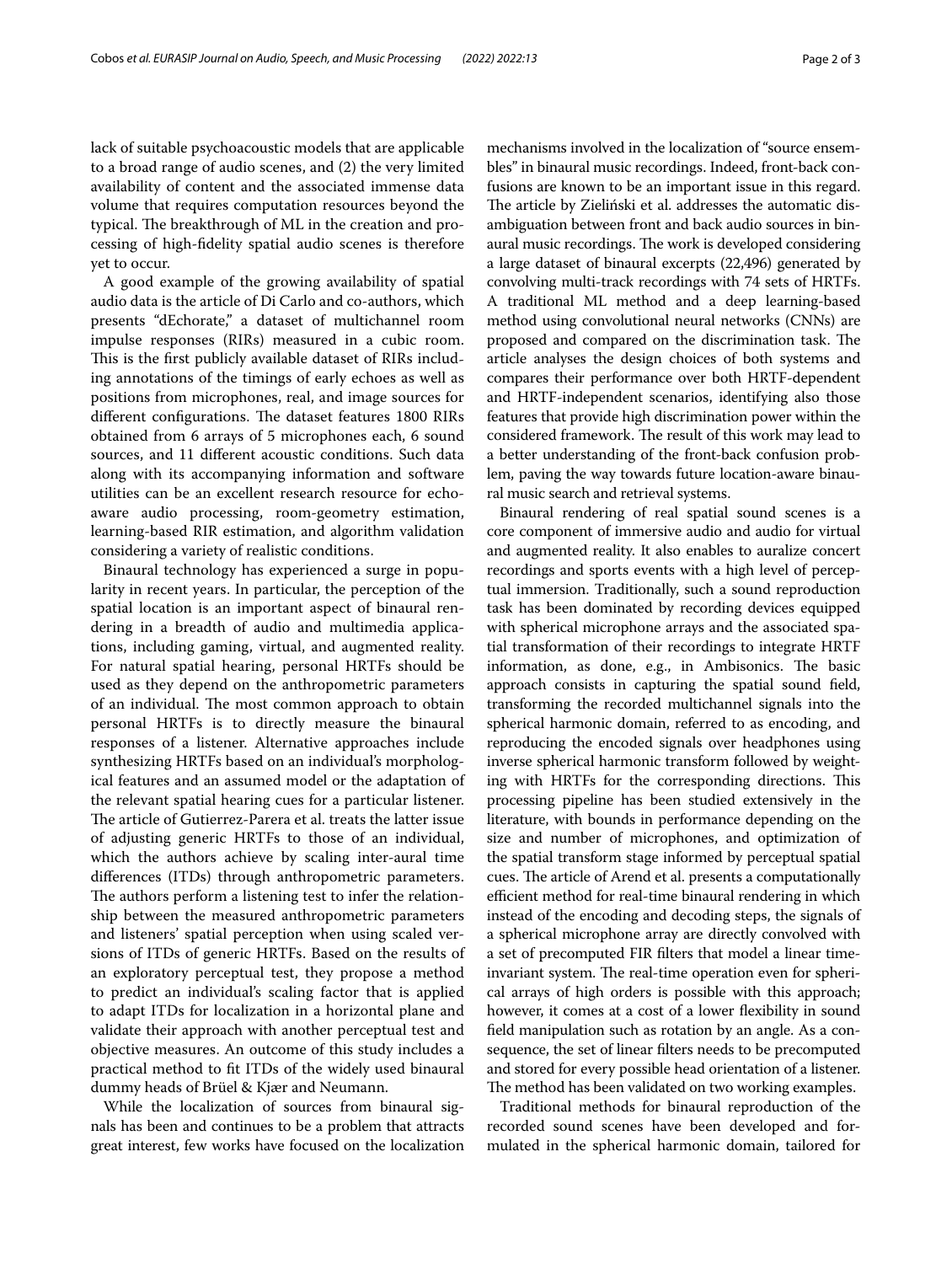lack of suitable psychoacoustic models that are applicable to a broad range of audio scenes, and (2) the very limited availability of content and the associated immense data volume that requires computation resources beyond the typical. The breakthrough of ML in the creation and processing of high-fidelity spatial audio scenes is therefore yet to occur.

A good example of the growing availability of spatial audio data is the article of Di Carlo and co-authors, which presents "dEchorate," a dataset of multichannel room impulse responses (RIRs) measured in a cubic room. This is the first publicly available dataset of RIRs including annotations of the timings of early echoes as well as positions from microphones, real, and image sources for different configurations. The dataset features 1800 RIRs obtained from 6 arrays of 5 microphones each, 6 sound sources, and 11 different acoustic conditions. Such data along with its accompanying information and software utilities can be an excellent research resource for echo-aware audio processing, room-geometry estimation, learning-based RIR estimation, and algorithm validation considering a variety of realistic conditions.

Binaural technology has experienced a surge in popularity in recent years. In particular, the perception of the spatial location is an important aspect of binaural rendering in a breadth of audio and multimedia applications, including gaming, virtual, and augmented reality. For natural spatial hearing, personal HRTFs should be used as they depend on the anthropometric parameters of an individual. The most common approach to obtain personal HRTFs is to directly measure the binaural responses of a listener. Alternative approaches include synthesizing HRTFs based on an individual's morphological features and an assumed model or the adaptation of the relevant spatial hearing cues for a particular listener. The article of Gutierrez-Parera et al. treats the latter issue of adjusting generic HRTFs to those of an individual, which the authors achieve by scaling inter-aural time differences (ITDs) through anthropometric parameters. The authors perform a listening test to infer the relationship between the measured anthropometric parameters and listeners' spatial perception when using scaled versions of ITDs of generic HRTFs. Based on the results of an exploratory perceptual test, they propose a method to predict an individual's scaling factor that is applied to adapt ITDs for localization in a horizontal plane and validate their approach with another perceptual test and objective measures. An outcome of this study includes a practical method to fit ITDs of the widely used binaural dummy heads of Brüel & Kjær and Neumann.

While the localization of sources from binaural signals has been and continues to be a problem that attracts great interest, few works have focused on the localization mechanisms involved in the localization of "source ensembles" in binaural music recordings. Indeed, front-back confusions are known to be an important issue in this regard. The article by Zieliński et al. addresses the automatic disambiguation between front and back audio sources in binaural music recordings. The work is developed considering a large dataset of binaural excerpts (22,496) generated by convolving multi-track recordings with 74 sets of HRTFs. A traditional ML method and a deep learning-based method using convolutional neural networks (CNNs) are proposed and compared on the discrimination task. The article analyses the design choices of both systems and compares their performance over both HRTF-dependent and HRTF-independent scenarios, identifying also those features that provide high discrimination power within the considered framework. The result of this work may lead to a better understanding of the front-back confusion problem, paving the way towards future location-aware binaural music search and retrieval systems.

Binaural rendering of real spatial sound scenes is a core component of immersive audio and audio for virtual and augmented reality. It also enables to auralize concert recordings and sports events with a high level of perceptual immersion. Traditionally, such a sound reproduction task has been dominated by recording devices equipped with spherical microphone arrays and the associated spatial transformation of their recordings to integrate HRTF information, as done, e.g., in Ambisonics. The basic approach consists in capturing the spatial sound field, transforming the recorded multichannel signals into the spherical harmonic domain, referred to as encoding, and reproducing the encoded signals over headphones using inverse spherical harmonic transform followed by weighting with HRTFs for the corresponding directions. This processing pipeline has been studied extensively in the literature, with bounds in performance depending on the size and number of microphones, and optimization of the spatial transform stage informed by perceptual spatial cues. The article of Arend et al. presents a computationally efficient method for real-time binaural rendering in which instead of the encoding and decoding steps, the signals of a spherical microphone array are directly convolved with a set of precomputed FIR filters that model a linear time-invariant system. The real-time operation even for spherical arrays of high orders is possible with this approach; however, it comes at a cost of a lower flexibility in sound field manipulation such as rotation by an angle. As a consequence, the set of linear filters needs to be precomputed and stored for every possible head orientation of a listener. The method has been validated on two working examples.

Traditional methods for binaural reproduction of the recorded sound scenes have been developed and formulated in the spherical harmonic domain, tailored for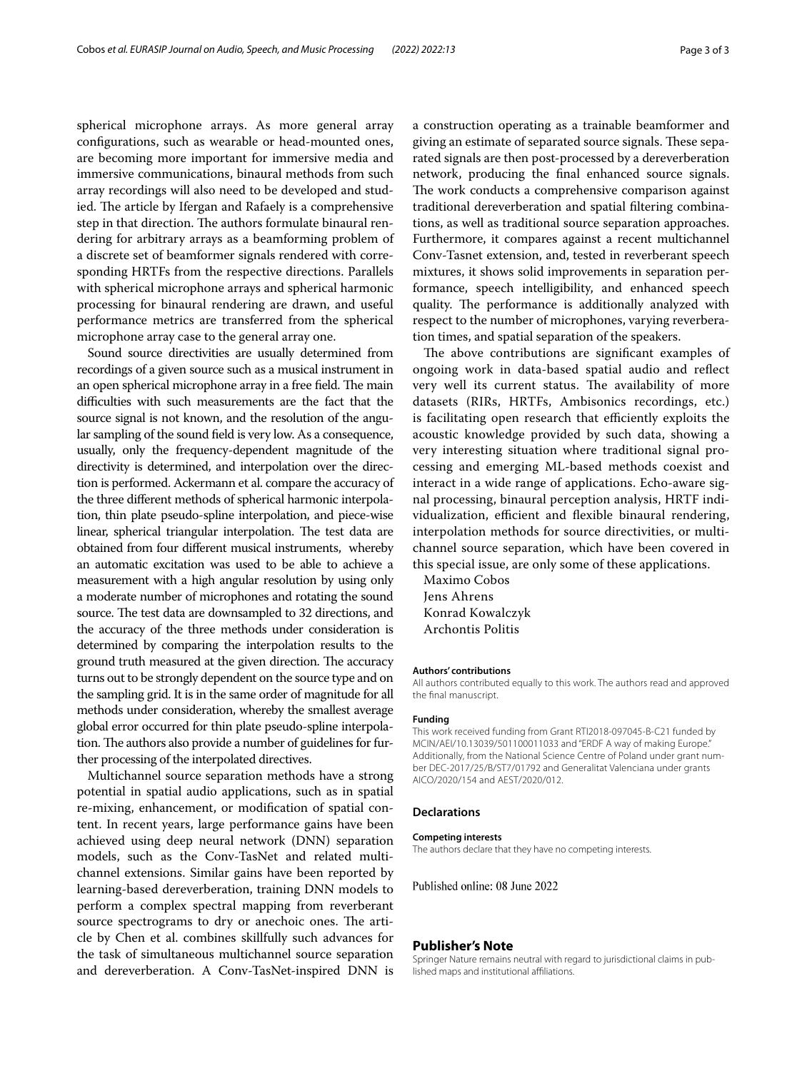spherical microphone arrays. As more general array configurations, such as wearable or head-mounted ones, are becoming more important for immersive media and immersive communications, binaural methods from such array recordings will also need to be developed and studied. The article by Ifergan and Rafaely is a comprehensive step in that direction. The authors formulate binaural rendering for arbitrary arrays as a beamforming problem of a discrete set of beamformer signals rendered with corresponding HRTFs from the respective directions. Parallels with spherical microphone arrays and spherical harmonic processing for binaural rendering are drawn, and useful performance metrics are transferred from the spherical microphone array case to the general array one.

Sound source directivities are usually determined from recordings of a given source such as a musical instrument in an open spherical microphone array in a free field. The main difficulties with such measurements are the fact that the source signal is not known, and the resolution of the angular sampling of the sound field is very low. As a consequence, usually, only the frequency-dependent magnitude of the directivity is determined, and interpolation over the direction is performed. Ackermann et al. compare the accuracy of the three different methods of spherical harmonic interpolation, thin plate pseudo-spline interpolation, and piece-wise linear, spherical triangular interpolation. The test data are obtained from four different musical instruments, whereby an automatic excitation was used to be able to achieve a measurement with a high angular resolution by using only a moderate number of microphones and rotating the sound source. The test data are downsampled to 32 directions, and the accuracy of the three methods under consideration is determined by comparing the interpolation results to the ground truth measured at the given direction. The accuracy turns out to be strongly dependent on the source type and on the sampling grid. It is in the same order of magnitude for all methods under consideration, whereby the smallest average global error occurred for thin plate pseudo-spline interpolation. The authors also provide a number of guidelines for further processing of the interpolated directives.

Multichannel source separation methods have a strong potential in spatial audio applications, such as in spatial re-mixing, enhancement, or modification of spatial content. In recent years, large performance gains have been achieved using deep neural network (DNN) separation models, such as the Conv-TasNet and related multichannel extensions. Similar gains have been reported by learning-based dereverberation, training DNN models to perform a complex spectral mapping from reverberant source spectrograms to dry or anechoic ones. The article by Chen et al. combines skillfully such advances for the task of simultaneous multichannel source separation and dereverberation. A Conv-TasNet-inspired DNN is a construction operating as a trainable beamformer and giving an estimate of separated source signals. These separated signals are then post-processed by a dereverberation network, producing the final enhanced source signals. The work conducts a comprehensive comparison against traditional dereverberation and spatial filtering combinations, as well as traditional source separation approaches. Furthermore, it compares against a recent multichannel Conv-Tasnet extension, and, tested in reverberant speech mixtures, it shows solid improvements in separation performance, speech intelligibility, and enhanced speech quality. The performance is additionally analyzed with respect to the number of microphones, varying reverberation times, and spatial separation of the speakers.

The above contributions are significant examples of ongoing work in data-based spatial audio and reflect very well its current status. The availability of more datasets (RIRs, HRTFs, Ambisonics recordings, etc.) is facilitating open research that efficiently exploits the acoustic knowledge provided by such data, showing a very interesting situation where traditional signal processing and emerging ML-based methods coexist and interact in a wide range of applications. Echo-aware signal processing, binaural perception analysis, HRTF individualization, efficient and flexible binaural rendering, interpolation methods for source directivities, or multichannel source separation, which have been covered in this special issue, are only some of these applications.

Maximo Cobos
Jens Ahrens
Konrad Kowalczyk
Archontis Politis

#### Authors' contributions

All authors contributed equally to this work. The authors read and approved the final manuscript.

#### Funding

This work received funding from Grant RTI2018-097045-B-C21 funded by MCIN/AEI/10.13039/501100011033 and "ERDF A way of making Europe." Additionally, from the National Science Centre of Poland under grant number DEC-2017/25/B/ST7/01792 and Generalitat Valenciana under grants AICO/2020/154 and AEST/2020/012.

### Declarations

#### Competing interests

The authors declare that they have no competing interests.

Published online: 08 June 2022

## Publisher's Note

Springer Nature remains neutral with regard to jurisdictional claims in published maps and institutional affiliations.